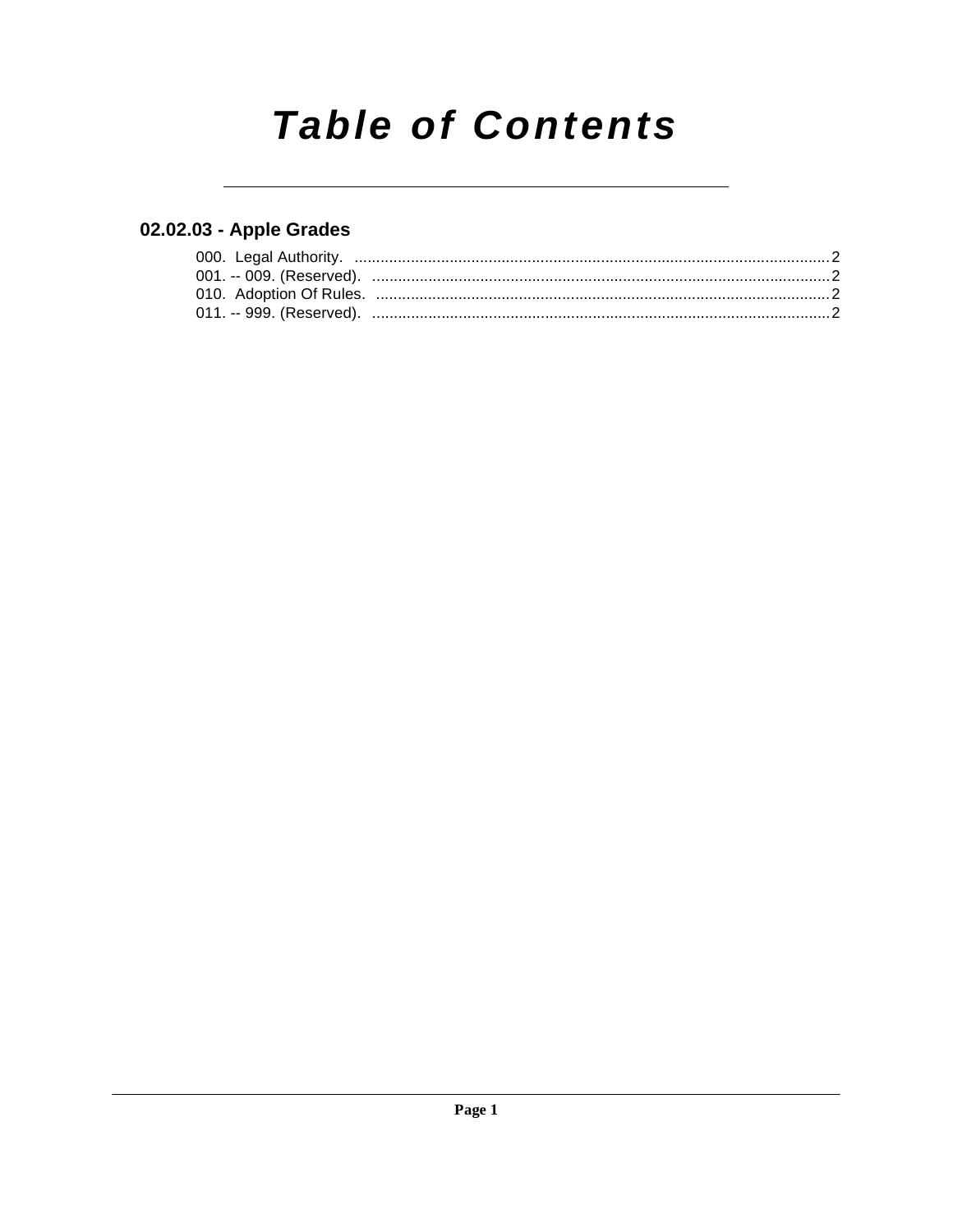# Table of Contents

## 02.02.03 - Apple Grades

000. Legal Authority. ....................................................................................................... 2
001. -- 009. (Reserved). ................................................................................................... 2
010. Adoption Of Rules. ................................................................................................... 2
011. -- 999. (Reserved). ................................................................................................... 2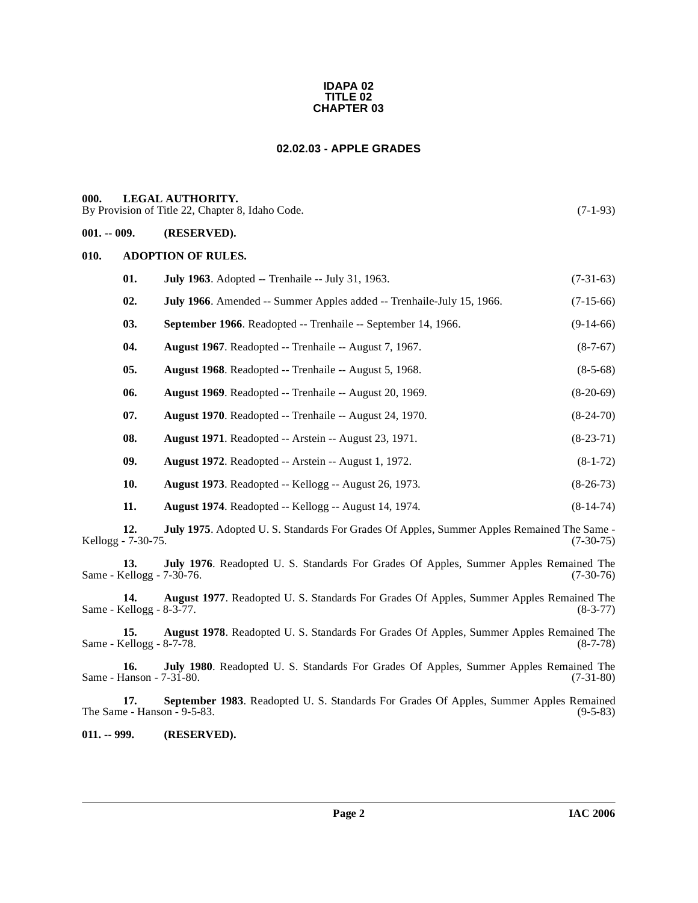**IDAPA 02**
**TITLE 02**
**CHAPTER 03**

# 02.02.03 - APPLE GRADES

## 000. LEGAL AUTHORITY.

By Provision of Title 22, Chapter 8, Idaho Code. (7-1-93)

## 001. -- 009. (RESERVED).

## 010. ADOPTION OF RULES.

**01. July 1963**. Adopted -- Trenhaile -- July 31, 1963. (7-31-63)

**02. July 1966**. Amended -- Summer Apples added -- Trenhaile-July 15, 1966. (7-15-66)

**03. September 1966**. Readopted -- Trenhaile -- September 14, 1966. (9-14-66)

**04. August 1967**. Readopted -- Trenhaile -- August 7, 1967. (8-7-67)

**05. August 1968**. Readopted -- Trenhaile -- August 5, 1968. (8-5-68)

**06. August 1969**. Readopted -- Trenhaile -- August 20, 1969. (8-20-69)

**07. August 1970**. Readopted -- Trenhaile -- August 24, 1970. (8-24-70)

**08. August 1971**. Readopted -- Arstein -- August 23, 1971. (8-23-71)

**09. August 1972**. Readopted -- Arstein -- August 1, 1972. (8-1-72)

**10. August 1973**. Readopted -- Kellogg -- August 26, 1973. (8-26-73)

**11. August 1974**. Readopted -- Kellogg -- August 14, 1974. (8-14-74)

**12. July 1975**. Adopted U. S. Standards For Grades Of Apples, Summer Apples Remained The Same - Kellogg - 7-30-75. (7-30-75)

**13. July 1976**. Readopted U. S. Standards For Grades Of Apples, Summer Apples Remained The Same - Kellogg - 7-30-76. (7-30-76)

**14. August 1977**. Readopted U. S. Standards For Grades Of Apples, Summer Apples Remained The Same - Kellogg - 8-3-77. (8-3-77)

**15. August 1978**. Readopted U. S. Standards For Grades Of Apples, Summer Apples Remained The Same - Kellogg - 8-7-78. (8-7-78)

**16. July 1980**. Readopted U. S. Standards For Grades Of Apples, Summer Apples Remained The Same - Hanson - 7-31-80. (7-31-80)

**17. September 1983**. Readopted U. S. Standards For Grades Of Apples, Summer Apples Remained The Same - Hanson - 9-5-83. (9-5-83)

## 011. -- 999. (RESERVED).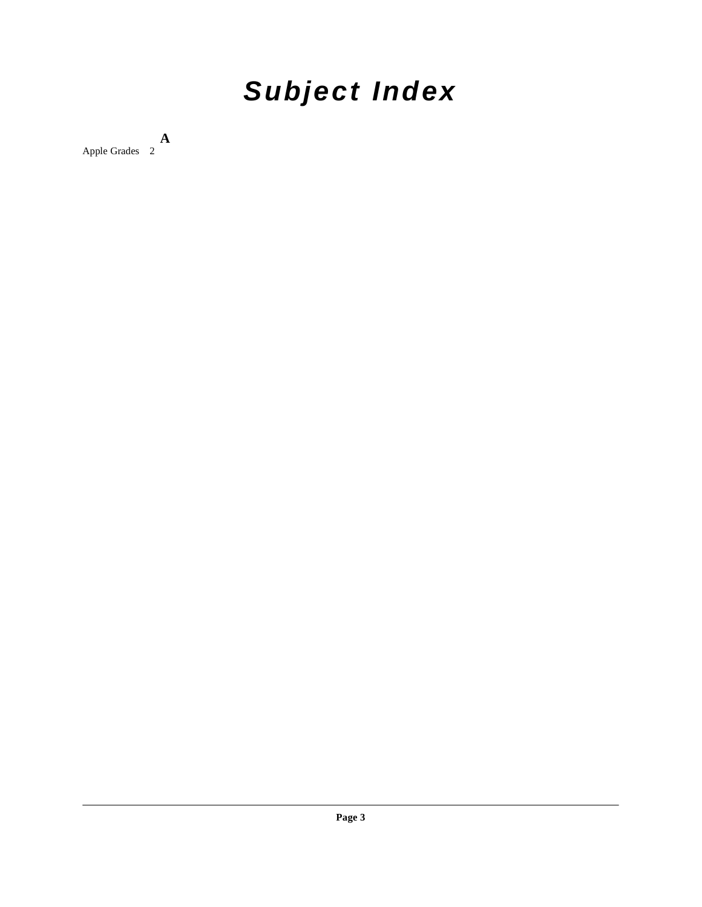# *Subject Index*

**A**

Apple Grades 2